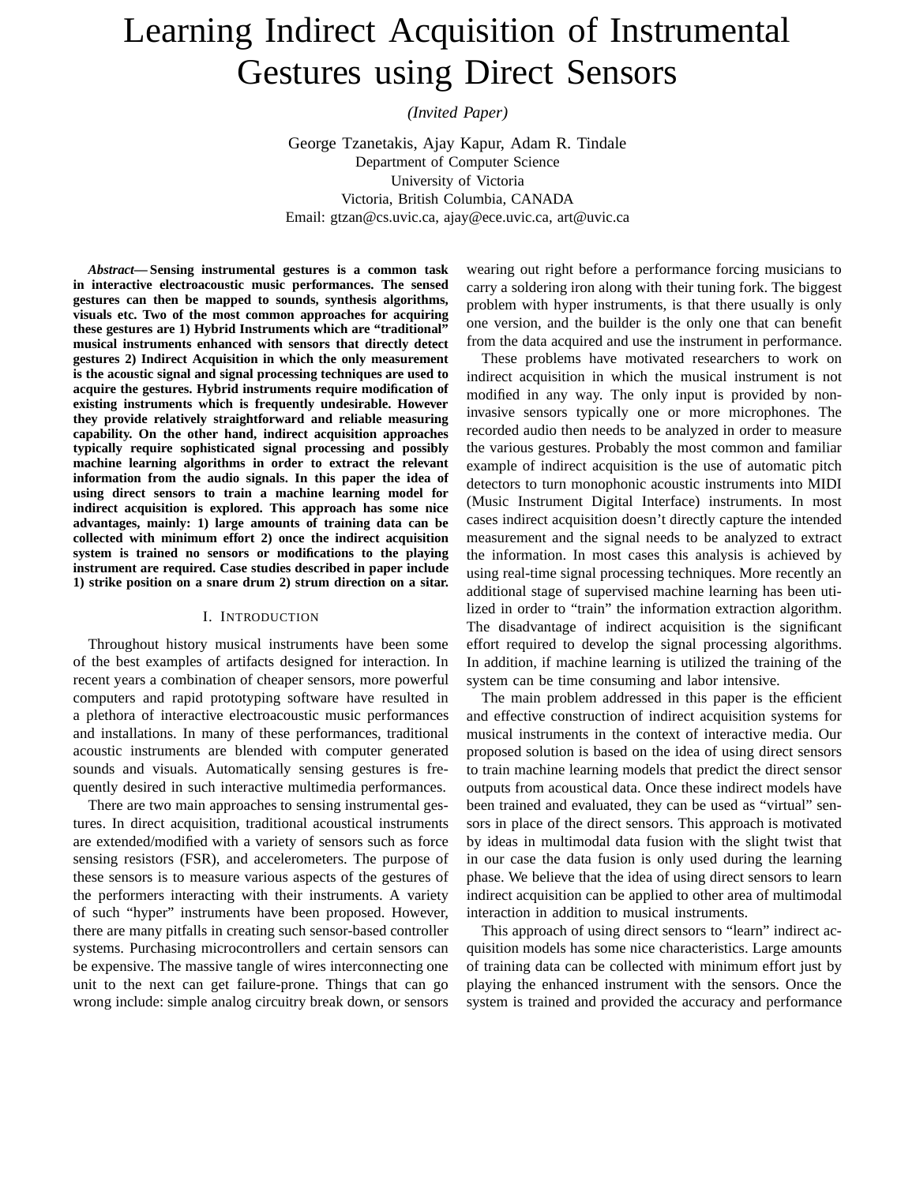# Learning Indirect Acquisition of Instrumental Gestures using Direct Sensors

*(Invited Paper)*

George Tzanetakis, Ajay Kapur, Adam R. Tindale
Department of Computer Science
University of Victoria
Victoria, British Columbia, CANADA
Email: gtzan@cs.uvic.ca, ajay@ece.uvic.ca, art@uvic.ca

***Abstract*— Sensing instrumental gestures is a common task in interactive electroacoustic music performances. The sensed gestures can then be mapped to sounds, synthesis algorithms, visuals etc. Two of the most common approaches for acquiring these gestures are 1) Hybrid Instruments which are "traditional" musical instruments enhanced with sensors that directly detect gestures 2) Indirect Acquisition in which the only measurement is the acoustic signal and signal processing techniques are used to acquire the gestures. Hybrid instruments require modification of existing instruments which is frequently undesirable. However they provide relatively straightforward and reliable measuring capability. On the other hand, indirect acquisition approaches typically require sophisticated signal processing and possibly machine learning algorithms in order to extract the relevant information from the audio signals. In this paper the idea of using direct sensors to train a machine learning model for indirect acquisition is explored. This approach has some nice advantages, mainly: 1) large amounts of training data can be collected with minimum effort 2) once the indirect acquisition system is trained no sensors or modifications to the playing instrument are required. Case studies described in paper include 1) strike position on a snare drum 2) strum direction on a sitar.**

## I. Introduction

Throughout history musical instruments have been some of the best examples of artifacts designed for interaction. In recent years a combination of cheaper sensors, more powerful computers and rapid prototyping software have resulted in a plethora of interactive electroacoustic music performances and installations. In many of these performances, traditional acoustic instruments are blended with computer generated sounds and visuals. Automatically sensing gestures is frequently desired in such interactive multimedia performances.

There are two main approaches to sensing instrumental gestures. In direct acquisition, traditional acoustical instruments are extended/modified with a variety of sensors such as force sensing resistors (FSR), and accelerometers. The purpose of these sensors is to measure various aspects of the gestures of the performers interacting with their instruments. A variety of such "hyper" instruments have been proposed. However, there are many pitfalls in creating such sensor-based controller systems. Purchasing microcontrollers and certain sensors can be expensive. The massive tangle of wires interconnecting one unit to the next can get failure-prone. Things that can go wrong include: simple analog circuitry break down, or sensors wearing out right before a performance forcing musicians to carry a soldering iron along with their tuning fork. The biggest problem with hyper instruments, is that there usually is only one version, and the builder is the only one that can benefit from the data acquired and use the instrument in performance.

These problems have motivated researchers to work on indirect acquisition in which the musical instrument is not modified in any way. The only input is provided by non-invasive sensors typically one or more microphones. The recorded audio then needs to be analyzed in order to measure the various gestures. Probably the most common and familiar example of indirect acquisition is the use of automatic pitch detectors to turn monophonic acoustic instruments into MIDI (Music Instrument Digital Interface) instruments. In most cases indirect acquisition doesn't directly capture the intended measurement and the signal needs to be analyzed to extract the information. In most cases this analysis is achieved by using real-time signal processing techniques. More recently an additional stage of supervised machine learning has been utilized in order to "train" the information extraction algorithm. The disadvantage of indirect acquisition is the significant effort required to develop the signal processing algorithms. In addition, if machine learning is utilized the training of the system can be time consuming and labor intensive.

The main problem addressed in this paper is the efficient and effective construction of indirect acquisition systems for musical instruments in the context of interactive media. Our proposed solution is based on the idea of using direct sensors to train machine learning models that predict the direct sensor outputs from acoustical data. Once these indirect models have been trained and evaluated, they can be used as "virtual" sensors in place of the direct sensors. This approach is motivated by ideas in multimodal data fusion with the slight twist that in our case the data fusion is only used during the learning phase. We believe that the idea of using direct sensors to learn indirect acquisition can be applied to other area of multimodal interaction in addition to musical instruments.

This approach of using direct sensors to "learn" indirect acquisition models has some nice characteristics. Large amounts of training data can be collected with minimum effort just by playing the enhanced instrument with the sensors. Once the system is trained and provided the accuracy and performance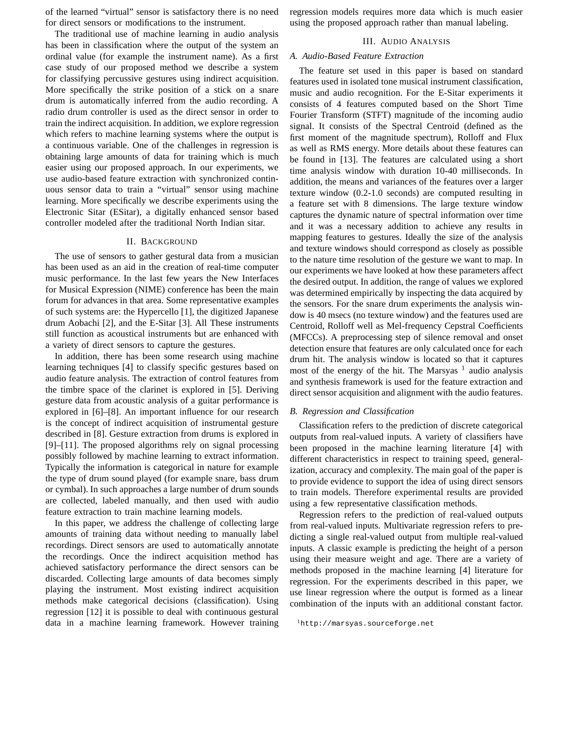of the learned "virtual" sensor is satisfactory there is no need for direct sensors or modifications to the instrument.

The traditional use of machine learning in audio analysis has been in classification where the output of the system an ordinal value (for example the instrument name). As a first case study of our proposed method we describe a system for classifying percussive gestures using indirect acquisition. More specifically the strike position of a stick on a snare drum is automatically inferred from the audio recording. A radio drum controller is used as the direct sensor in order to train the indirect acquisition. In addition, we explore regression which refers to machine learning systems where the output is a continuous variable. One of the challenges in regression is obtaining large amounts of data for training which is much easier using our proposed approach. In our experiments, we use audio-based feature extraction with synchronized continuous sensor data to train a "virtual" sensor using machine learning. More specifically we describe experiments using the Electronic Sitar (ESitar), a digitally enhanced sensor based controller modeled after the traditional North Indian sitar.

## II. Background

The use of sensors to gather gestural data from a musician has been used as an aid in the creation of real-time computer music performance. In the last few years the New Interfaces for Musical Expression (NIME) conference has been the main forum for advances in that area. Some representative examples of such systems are: the Hypercello [1], the digitized Japanese drum Aobachi [2], and the E-Sitar [3]. All These instruments still function as acoustical instruments but are enhanced with a variety of direct sensors to capture the gestures.

In addition, there has been some research using machine learning techniques [4] to classify specific gestures based on audio feature analysis. The extraction of control features from the timbre space of the clarinet is explored in [5]. Deriving gesture data from acoustic analysis of a guitar performance is explored in [6]–[8]. An important influence for our research is the concept of indirect acquisition of instrumental gesture described in [8]. Gesture extraction from drums is explored in [9]–[11]. The proposed algorithms rely on signal processing possibly followed by machine learning to extract information. Typically the information is categorical in nature for example the type of drum sound played (for example snare, bass drum or cymbal). In such approaches a large number of drum sounds are collected, labeled manually, and then used with audio feature extraction to train machine learning models.

In this paper, we address the challenge of collecting large amounts of training data without needing to manually label recordings. Direct sensors are used to automatically annotate the recordings. Once the indirect acquisition method has achieved satisfactory performance the direct sensors can be discarded. Collecting large amounts of data becomes simply playing the instrument. Most existing indirect acquisition methods make categorical decisions (classification). Using regression [12] it is possible to deal with continuous gestural data in a machine learning framework. However training regression models requires more data which is much easier using the proposed approach rather than manual labeling.

## III. Audio Analysis

### A. Audio-Based Feature Extraction

The feature set used in this paper is based on standard features used in isolated tone musical instrument classification, music and audio recognition. For the E-Sitar experiments it consists of 4 features computed based on the Short Time Fourier Transform (STFT) magnitude of the incoming audio signal. It consists of the Spectral Centroid (defined as the first moment of the magnitude spectrum), Rolloff and Flux as well as RMS energy. More details about these features can be found in [13]. The features are calculated using a short time analysis window with duration 10-40 milliseconds. In addition, the means and variances of the features over a larger texture window (0.2-1.0 seconds) are computed resulting in a feature set with 8 dimensions. The large texture window captures the dynamic nature of spectral information over time and it was a necessary addition to achieve any results in mapping features to gestures. Ideally the size of the analysis and texture windows should correspond as closely as possible to the nature time resolution of the gesture we want to map. In our experiments we have looked at how these parameters affect the desired output. In addition, the range of values we explored was determined empirically by inspecting the data acquired by the sensors. For the snare drum experiments the analysis window is 40 msecs (no texture window) and the features used are Centroid, Rolloff well as Mel-frequency Cepstral Coefficients (MFCCs). A preprocessing step of silence removal and onset detection ensure that features are only calculated once for each drum hit. The analysis window is located so that it captures most of the energy of the hit. The Marsyas [1] audio analysis and synthesis framework is used for the feature extraction and direct sensor acquisition and alignment with the audio features.

### B. Regression and Classification

Classification refers to the prediction of discrete categorical outputs from real-valued inputs. A variety of classifiers have been proposed in the machine learning literature [4] with different characteristics in respect to training speed, generalization, accuracy and complexity. The main goal of the paper is to provide evidence to support the idea of using direct sensors to train models. Therefore experimental results are provided using a few representative classification methods.

Regression refers to the prediction of real-valued outputs from real-valued inputs. Multivariate regression refers to predicting a single real-valued output from multiple real-valued inputs. A classic example is predicting the height of a person using their measure weight and age. There are a variety of methods proposed in the machine learning [4] literature for regression. For the experiments described in this paper, we use linear regression where the output is formed as a linear combination of the inputs with an additional constant factor.

[1] `http://marsyas.sourceforge.net`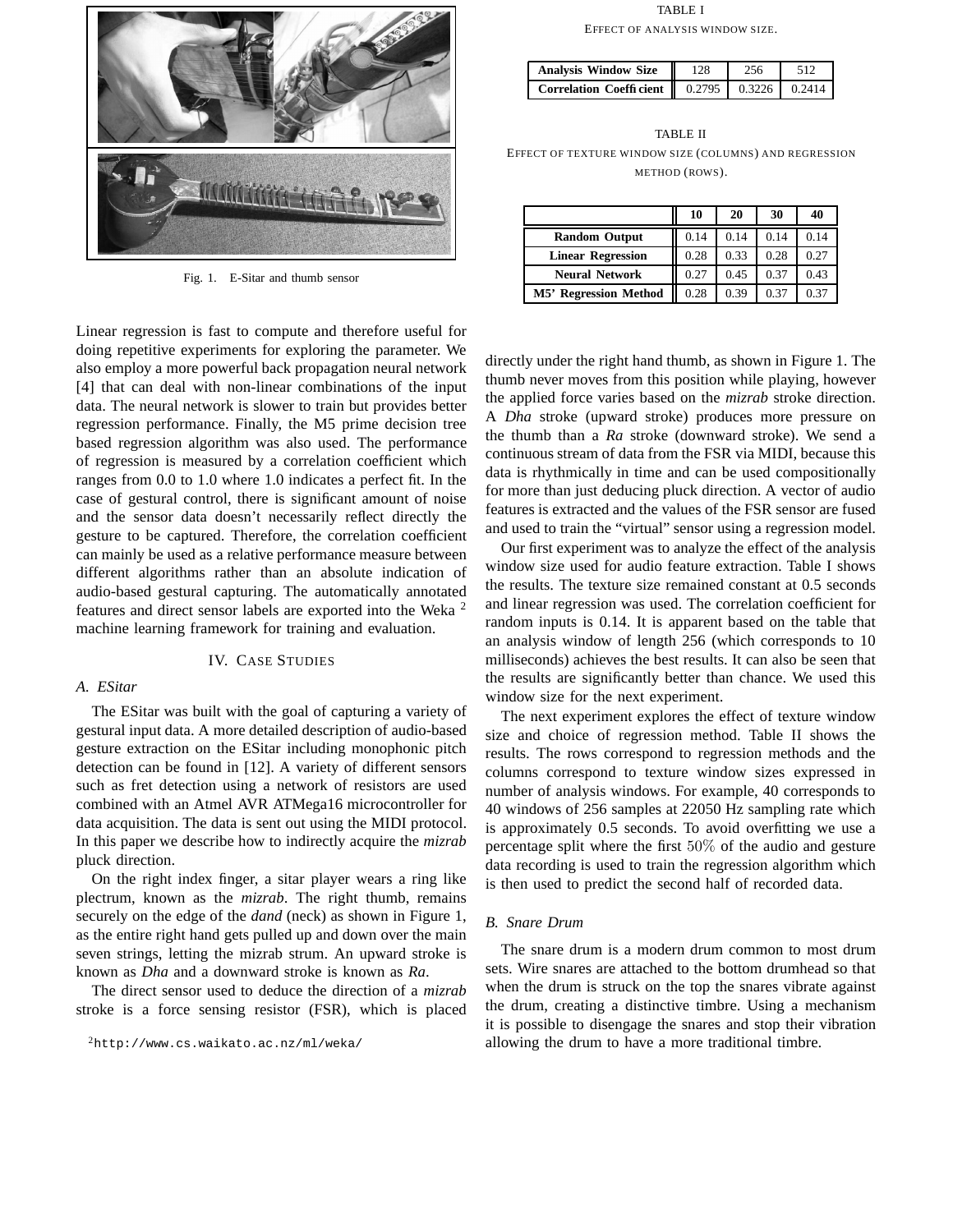Fig. 1. E-Sitar and thumb sensor

Linear regression is fast to compute and therefore useful for doing repetitive experiments for exploring the parameter. We also employ a more powerful back propagation neural network [4] that can deal with non-linear combinations of the input data. The neural network is slower to train but provides better regression performance. Finally, the M5 prime decision tree based regression algorithm was also used. The performance of regression is measured by a correlation coefficient which ranges from 0.0 to 1.0 where 1.0 indicates a perfect fit. In the case of gestural control, there is significant amount of noise and the sensor data doesn't necessarily reflect directly the gesture to be captured. Therefore, the correlation coefficient can mainly be used as a relative performance measure between different algorithms rather than an absolute indication of audio-based gestural capturing. The automatically annotated features and direct sensor labels are exported into the Weka [2] machine learning framework for training and evaluation.

## IV. Case Studies

### A. ESitar

The ESitar was built with the goal of capturing a variety of gestural input data. A more detailed description of audio-based gesture extraction on the ESitar including monophonic pitch detection can be found in [12]. A variety of different sensors such as fret detection using a network of resistors are used combined with an Atmel AVR ATMega16 microcontroller for data acquisition. The data is sent out using the MIDI protocol. In this paper we describe how to indirectly acquire the *mizrab* pluck direction.

On the right index finger, a sitar player wears a ring like plectrum, known as the *mizrab*. The right thumb, remains securely on the edge of the *dand* (neck) as shown in Figure 1, as the entire right hand gets pulled up and down over the main seven strings, letting the mizrab strum. An upward stroke is known as *Dha* and a downward stroke is known as *Ra*.

The direct sensor used to deduce the direction of a *mizrab* stroke is a force sensing resistor (FSR), which is placed directly under the right hand thumb, as shown in Figure 1. The thumb never moves from this position while playing, however the applied force varies based on the *mizrab* stroke direction. A *Dha* stroke (upward stroke) produces more pressure on the thumb than a *Ra* stroke (downward stroke). We send a continuous stream of data from the FSR via MIDI, because this data is rhythmically in time and can be used compositionally for more than just deducing pluck direction. A vector of audio features is extracted and the values of the FSR sensor are fused and used to train the "virtual" sensor using a regression model.

TABLE I

Effect of analysis window size.

| Analysis Window Size | 128 | 256 | 512 |
|---|---|---|---|
| Correlation Coefficient | 0.2795 | 0.3226 | 0.2414 |

TABLE II

Effect of texture window size (columns) and regression method (rows).

| | 10 | 20 | 30 | 40 |
|---|---|---|---|---|
| Random Output | 0.14 | 0.14 | 0.14 | 0.14 |
| Linear Regression | 0.28 | 0.33 | 0.28 | 0.27 |
| Neural Network | 0.27 | 0.45 | 0.37 | 0.43 |
| M5' Regression Method | 0.28 | 0.39 | 0.37 | 0.37 |

Our first experiment was to analyze the effect of the analysis window size used for audio feature extraction. Table I shows the results. The texture size remained constant at 0.5 seconds and linear regression was used. The correlation coefficient for random inputs is 0.14. It is apparent based on the table that an analysis window of length 256 (which corresponds to 10 milliseconds) achieves the best results. It can also be seen that the results are significantly better than chance. We used this window size for the next experiment.

The next experiment explores the effect of texture window size and choice of regression method. Table II shows the results. The rows correspond to regression methods and the columns correspond to texture window sizes expressed in number of analysis windows. For example, 40 corresponds to 40 windows of 256 samples at 22050 Hz sampling rate which is approximately 0.5 seconds. To avoid overfitting we use a percentage split where the first $50\%$ of the audio and gesture data recording is used to train the regression algorithm which is then used to predict the second half of recorded data.

### B. Snare Drum

The snare drum is a modern drum common to most drum sets. Wire snares are attached to the bottom drumhead so that when the drum is struck on the top the snares vibrate against the drum, creating a distinctive timbre. Using a mechanism it is possible to disengage the snares and stop their vibration allowing the drum to have a more traditional timbre.

[2] http://www.cs.waikato.ac.nz/ml/weka/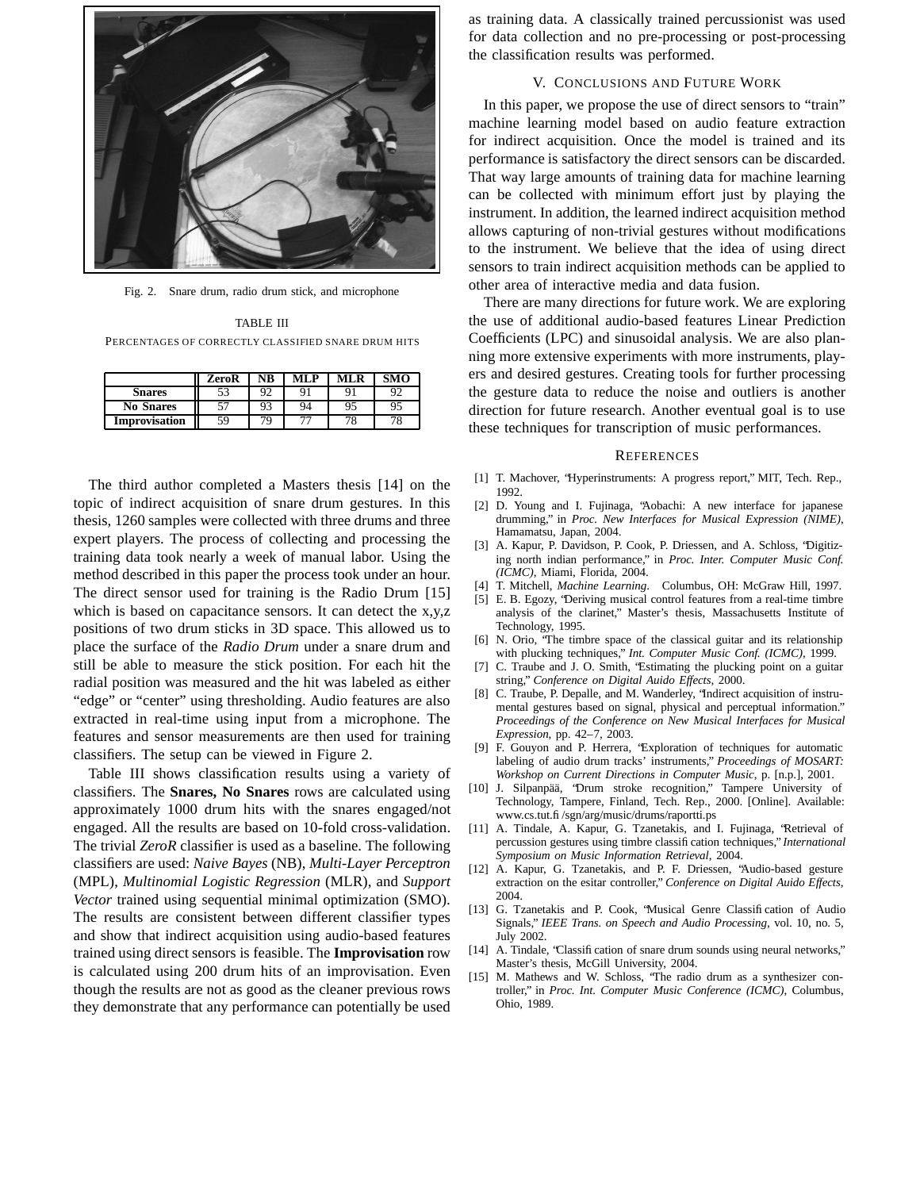Fig. 2. Snare drum, radio drum stick, and microphone

TABLE III

PERCENTAGES OF CORRECTLY CLASSIFIED SNARE DRUM HITS

| | ZeroR | NB | MLP | MLR | SMO |
|---|---|---|---|---|---|
| **Snares** | 53 | 92 | 91 | 91 | 92 |
| **No Snares** | 57 | 93 | 94 | 95 | 95 |
| **Improvisation** | 59 | 79 | 77 | 78 | 78 |

The third author completed a Masters thesis [14] on the topic of indirect acquisition of snare drum gestures. In this thesis, 1260 samples were collected with three drums and three expert players. The process of collecting and processing the training data took nearly a week of manual labor. Using the method described in this paper the process took under an hour. The direct sensor used for training is the Radio Drum [15] which is based on capacitance sensors. It can detect the x,y,z positions of two drum sticks in 3D space. This allowed us to place the surface of the *Radio Drum* under a snare drum and still be able to measure the stick position. For each hit the radial position was measured and the hit was labeled as either "edge" or "center" using thresholding. Audio features are also extracted in real-time using input from a microphone. The features and sensor measurements are then used for training classifiers. The setup can be viewed in Figure 2.

Table III shows classification results using a variety of classifiers. The **Snares, No Snares** rows are calculated using approximately 1000 drum hits with the snares engaged/not engaged. All the results are based on 10-fold cross-validation. The trivial *ZeroR* classifier is used as a baseline. The following classifiers are used: *Naive Bayes* (NB), *Multi-Layer Perceptron* (MPL), *Multinomial Logistic Regression* (MLR), and *Support Vector* trained using sequential minimal optimization (SMO). The results are consistent between different classifier types and show that indirect acquisition using audio-based features trained using direct sensors is feasible. The **Improvisation** row is calculated using 200 drum hits of an improvisation. Even though the results are not as good as the cleaner previous rows they demonstrate that any performance can potentially be used as training data. A classically trained percussionist was used for data collection and no pre-processing or post-processing the classification results was performed.

## V. CONCLUSIONS AND FUTURE WORK

In this paper, we propose the use of direct sensors to "train" machine learning model based on audio feature extraction for indirect acquisition. Once the model is trained and its performance is satisfactory the direct sensors can be discarded. That way large amounts of training data for machine learning can be collected with minimum effort just by playing the instrument. In addition, the learned indirect acquisition method allows capturing of non-trivial gestures without modifications to the instrument. We believe that the idea of using direct sensors to train indirect acquisition methods can be applied to other area of interactive media and data fusion.

There are many directions for future work. We are exploring the use of additional audio-based features Linear Prediction Coefficients (LPC) and sinusoidal analysis. We are also planning more extensive experiments with more instruments, players and desired gestures. Creating tools for further processing the gesture data to reduce the noise and outliers is another direction for future research. Another eventual goal is to use these techniques for transcription of music performances.

## REFERENCES

[1] T. Machover, "Hyperinstruments: A progress report," MIT, Tech. Rep., 1992.

[2] D. Young and I. Fujinaga, "Aobachi: A new interface for japanese drumming," in *Proc. New Interfaces for Musical Expression (NIME)*, Hamamatsu, Japan, 2004.

[3] A. Kapur, P. Davidson, P. Cook, P. Driessen, and A. Schloss, "Digitizing north indian performance," in *Proc. Inter. Computer Music Conf. (ICMC)*, Miami, Florida, 2004.

[4] T. Mitchell, *Machine Learning*. Columbus, OH: McGraw Hill, 1997.

[5] E. B. Egozy, "Deriving musical control features from a real-time timbre analysis of the clarinet," Master's thesis, Massachusetts Institute of Technology, 1995.

[6] N. Orio, "The timbre space of the classical guitar and its relationship with plucking techniques," *Int. Computer Music Conf. (ICMC)*, 1999.

[7] C. Traube and J. O. Smith, "Estimating the plucking point on a guitar string," *Conference on Digital Auido Effects*, 2000.

[8] C. Traube, P. Depalle, and M. Wanderley, "Indirect acquisition of instrumental gestures based on signal, physical and perceptual information." *Proceedings of the Conference on New Musical Interfaces for Musical Expression*, pp. 42–7, 2003.

[9] F. Gouyon and P. Herrera, "Exploration of techniques for automatic labeling of audio drum tracks' instruments," *Proceedings of MOSART: Workshop on Current Directions in Computer Music*, p. [n.p.], 2001.

[10] J. Silpanpää, "Drum stroke recognition," Tampere University of Technology, Tampere, Finland, Tech. Rep., 2000. [Online]. Available: www.cs.tut.fi/sgn/arg/music/drums/raportti.ps

[11] A. Tindale, A. Kapur, G. Tzanetakis, and I. Fujinaga, "Retrieval of percussion gestures using timbre classification techniques," *International Symposium on Music Information Retrieval*, 2004.

[12] A. Kapur, G. Tzanetakis, and P. F. Driessen, "Audio-based gesture extraction on the esitar controller," *Conference on Digital Auido Effects*, 2004.

[13] G. Tzanetakis and P. Cook, "Musical Genre Classification of Audio Signals," *IEEE Trans. on Speech and Audio Processing*, vol. 10, no. 5, July 2002.

[14] A. Tindale, "Classification of snare drum sounds using neural networks," Master's thesis, McGill University, 2004.

[15] M. Mathews and W. Schloss, "The radio drum as a synthesizer controller," in *Proc. Int. Computer Music Conference (ICMC)*, Columbus, Ohio, 1989.